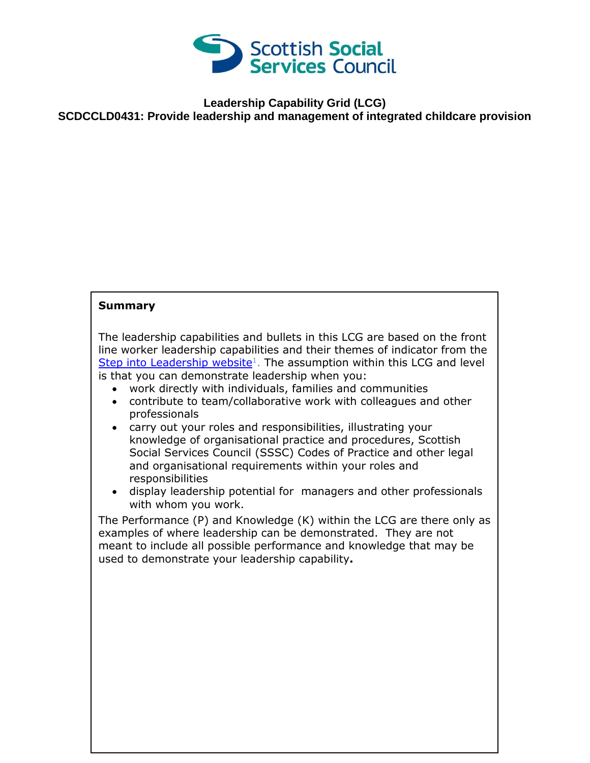Scottish Social Services Council

# Leadership Capability Grid (LCG)

## SCDCCLD0431: Provide leadership and management of integrated childcare provision

**Summary**

The leadership capabilities and bullets in this LCG are based on the front line worker leadership capabilities and their themes of indicator from the [Step into Leadership website][1]. The assumption within this LCG and level is that you can demonstrate leadership when you:

- work directly with individuals, families and communities
- contribute to team/collaborative work with colleagues and other professionals
- carry out your roles and responsibilities, illustrating your knowledge of organisational practice and procedures, Scottish Social Services Council (SSSC) Codes of Practice and other legal and organisational requirements within your roles and responsibilities
- display leadership potential for managers and other professionals with whom you work.

The Performance (P) and Knowledge (K) within the LCG are there only as examples of where leadership can be demonstrated. They are not meant to include all possible performance and knowledge that may be used to demonstrate your leadership capability**.**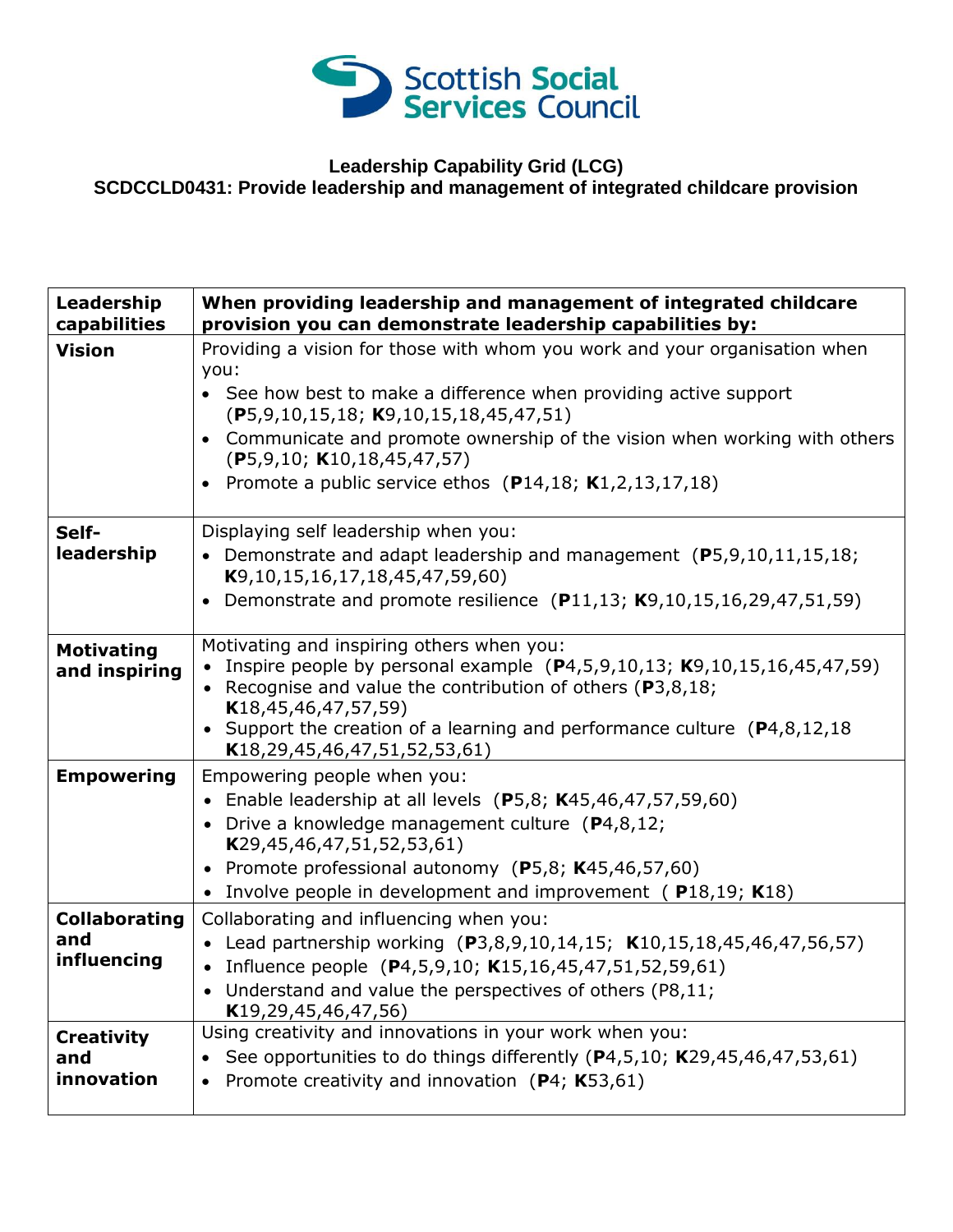**Leadership Capability Grid (LCG)**
**SCDCCLD0431: Provide leadership and management of integrated childcare provision**

| **Leadership capabilities** | **When providing leadership and management of integrated childcare provision you can demonstrate leadership capabilities by:** |
|---|---|
| **Vision** | Providing a vision for those with whom you work and your organisation when you:<br>• See how best to make a difference when providing active support (**P**5,9,10,15,18; **K**9,10,15,18,45,47,51)<br>• Communicate and promote ownership of the vision when working with others (**P**5,9,10; **K**10,18,45,47,57)<br>• Promote a public service ethos (**P**14,18; **K**1,2,13,17,18) |
| **Self-leadership** | Displaying self leadership when you:<br>• Demonstrate and adapt leadership and management (**P**5,9,10,11,15,18; **K**9,10,15,16,17,18,45,47,59,60)<br>• Demonstrate and promote resilience (**P**11,13; **K**9,10,15,16,29,47,51,59) |
| **Motivating and inspiring** | Motivating and inspiring others when you:<br>• Inspire people by personal example (**P**4,5,9,10,13; **K**9,10,15,16,45,47,59)<br>• Recognise and value the contribution of others (**P**3,8,18; **K**18,45,46,47,57,59)<br>• Support the creation of a learning and performance culture (**P**4,8,12,18 **K**18,29,45,46,47,51,52,53,61) |
| **Empowering** | Empowering people when you:<br>• Enable leadership at all levels (**P**5,8; **K**45,46,47,57,59,60)<br>• Drive a knowledge management culture (**P**4,8,12; **K**29,45,46,47,51,52,53,61)<br>• Promote professional autonomy (**P**5,8; **K**45,46,57,60)<br>• Involve people in development and improvement ( **P**18,19; **K**18) |
| **Collaborating and influencing** | Collaborating and influencing when you:<br>• Lead partnership working (**P**3,8,9,10,14,15; **K**10,15,18,45,46,47,56,57)<br>• Influence people (**P**4,5,9,10; **K**15,16,45,47,51,52,59,61)<br>• Understand and value the perspectives of others (P8,11; **K**19,29,45,46,47,56) |
| **Creativity and innovation** | Using creativity and innovations in your work when you:<br>• See opportunities to do things differently (**P**4,5,10; **K**29,45,46,47,53,61)<br>• Promote creativity and innovation (**P**4; **K**53,61) |